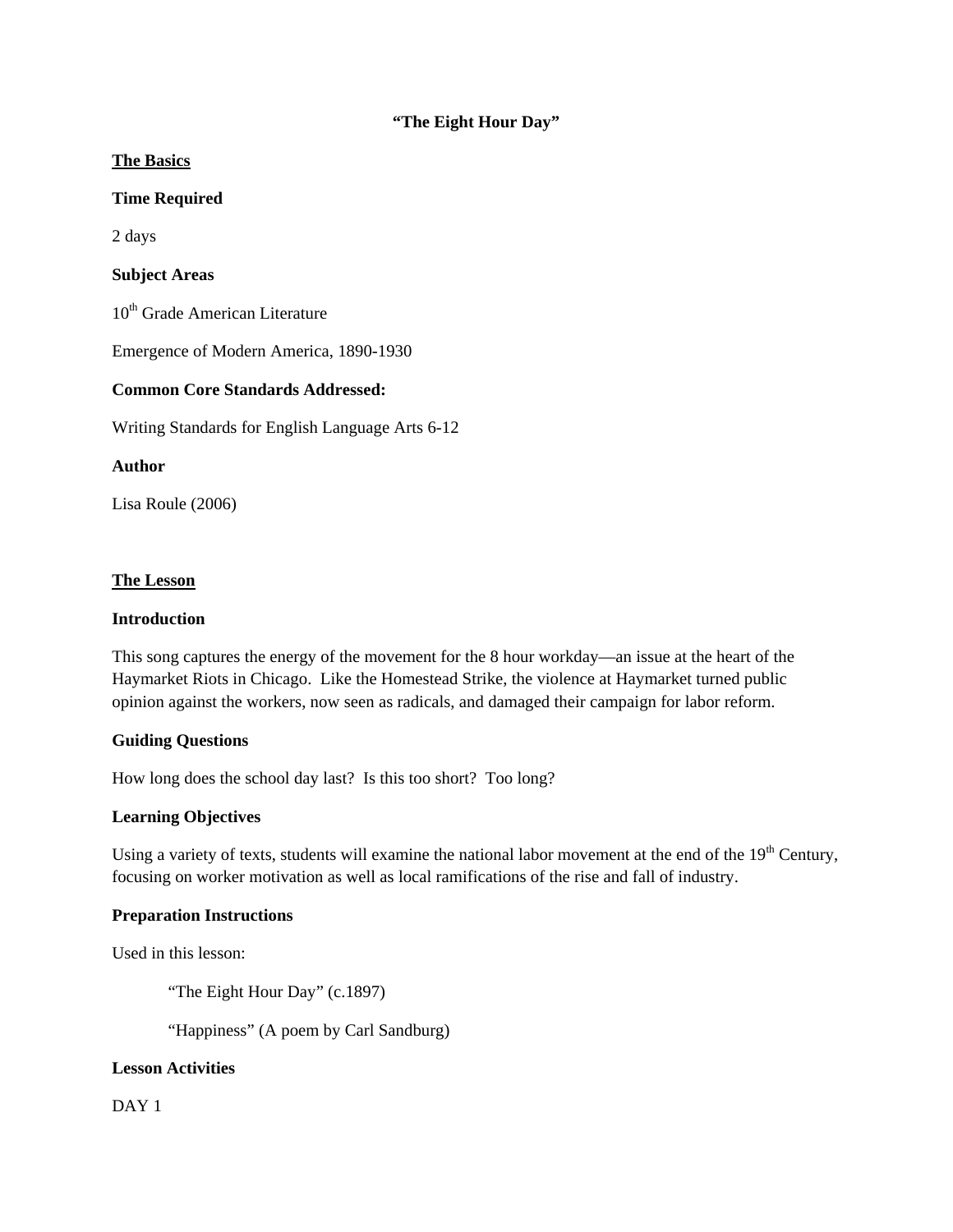# "The Eight Hour Day"

## The Basics

### Time Required

2 days

### Subject Areas

10th Grade American Literature

Emergence of Modern America, 1890-1930

### Common Core Standards Addressed:

Writing Standards for English Language Arts 6-12

### Author

Lisa Roule (2006)

## The Lesson

### Introduction

This song captures the energy of the movement for the 8 hour workday—an issue at the heart of the Haymarket Riots in Chicago. Like the Homestead Strike, the violence at Haymarket turned public opinion against the workers, now seen as radicals, and damaged their campaign for labor reform.

### Guiding Questions

How long does the school day last? Is this too short? Too long?

### Learning Objectives

Using a variety of texts, students will examine the national labor movement at the end of the 19th Century, focusing on worker motivation as well as local ramifications of the rise and fall of industry.

### Preparation Instructions

Used in this lesson:

> "The Eight Hour Day" (c.1897)
>
> "Happiness" (A poem by Carl Sandburg)

### Lesson Activities

DAY 1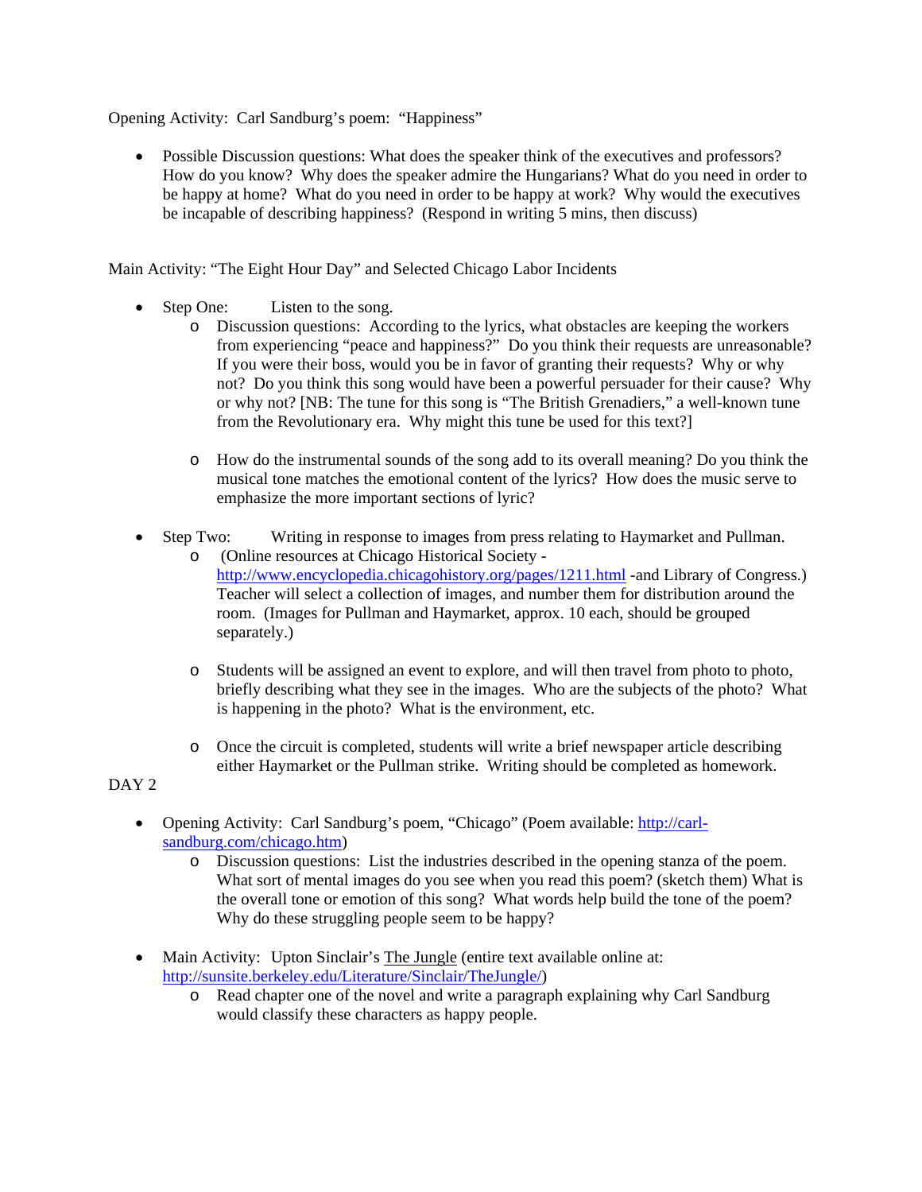Opening Activity: Carl Sandburg's poem: "Happiness"

- Possible Discussion questions: What does the speaker think of the executives and professors? How do you know? Why does the speaker admire the Hungarians? What do you need in order to be happy at home? What do you need in order to be happy at work? Why would the executives be incapable of describing happiness? (Respond in writing 5 mins, then discuss)

Main Activity: "The Eight Hour Day" and Selected Chicago Labor Incidents

- Step One: Listen to the song.
  - Discussion questions: According to the lyrics, what obstacles are keeping the workers from experiencing "peace and happiness?" Do you think their requests are unreasonable? If you were their boss, would you be in favor of granting their requests? Why or why not? Do you think this song would have been a powerful persuader for their cause? Why or why not? [NB: The tune for this song is "The British Grenadiers," a well-known tune from the Revolutionary era. Why might this tune be used for this text?]

  - How do the instrumental sounds of the song add to its overall meaning? Do you think the musical tone matches the emotional content of the lyrics? How does the music serve to emphasize the more important sections of lyric?

- Step Two: Writing in response to images from press relating to Haymarket and Pullman.
  - (Online resources at Chicago Historical Society - http://www.encyclopedia.chicagohistory.org/pages/1211.html -and Library of Congress.) Teacher will select a collection of images, and number them for distribution around the room. (Images for Pullman and Haymarket, approx. 10 each, should be grouped separately.)

  - Students will be assigned an event to explore, and will then travel from photo to photo, briefly describing what they see in the images. Who are the subjects of the photo? What is happening in the photo? What is the environment, etc.

  - Once the circuit is completed, students will write a brief newspaper article describing either Haymarket or the Pullman strike. Writing should be completed as homework.

DAY 2

- Opening Activity: Carl Sandburg's poem, "Chicago" (Poem available: http://carl-sandburg.com/chicago.htm)
  - Discussion questions: List the industries described in the opening stanza of the poem. What sort of mental images do you see when you read this poem? (sketch them) What is the overall tone or emotion of this song? What words help build the tone of the poem? Why do these struggling people seem to be happy?

- Main Activity: Upton Sinclair's The Jungle (entire text available online at: http://sunsite.berkeley.edu/Literature/Sinclair/TheJungle/)
  - Read chapter one of the novel and write a paragraph explaining why Carl Sandburg would classify these characters as happy people.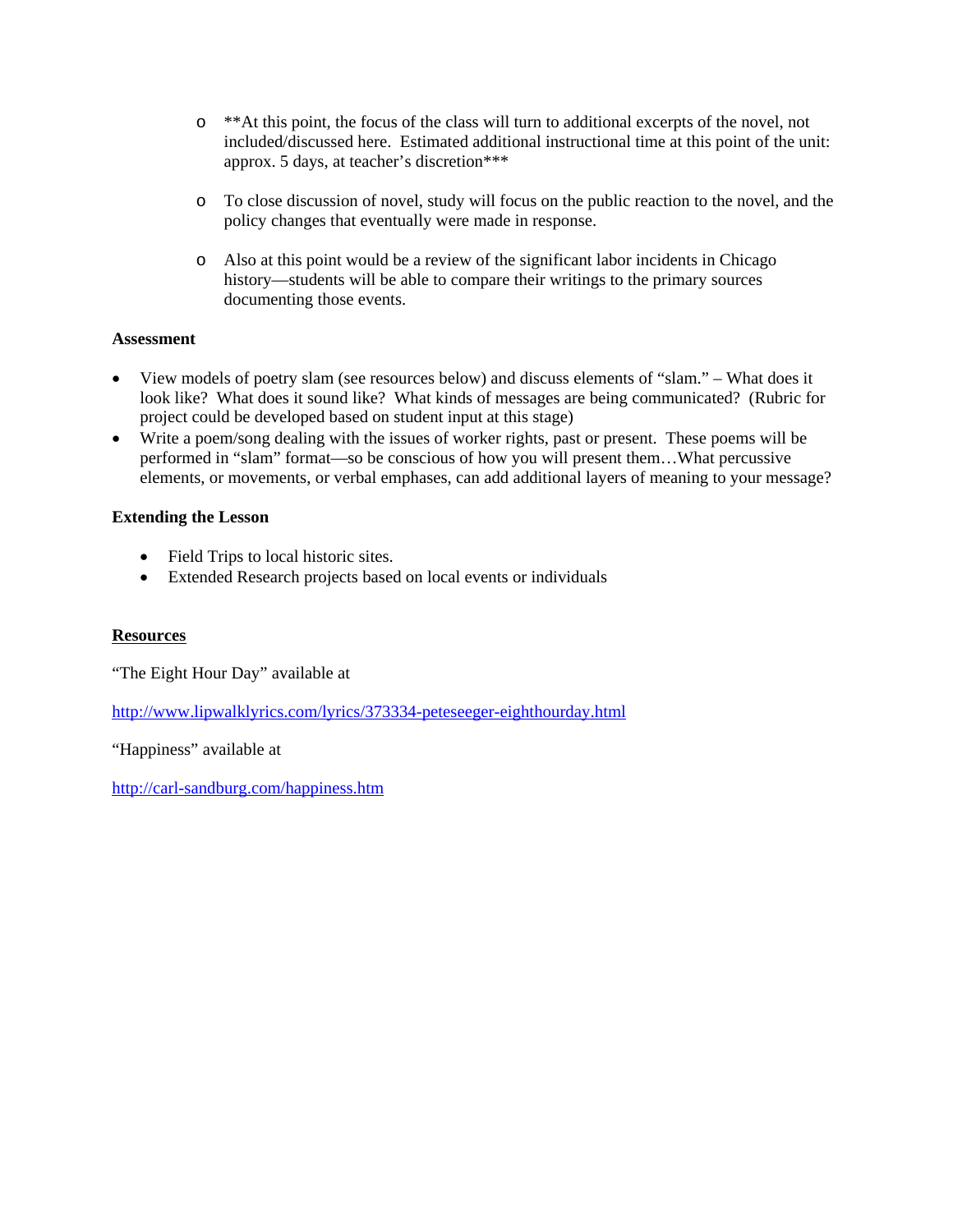- **At this point, the focus of the class will turn to additional excerpts of the novel, not included/discussed here. Estimated additional instructional time at this point of the unit: approx. 5 days, at teacher's discretion***

  - To close discussion of novel, study will focus on the public reaction to the novel, and the policy changes that eventually were made in response.

  - Also at this point would be a review of the significant labor incidents in Chicago history—students will be able to compare their writings to the primary sources documenting those events.

**Assessment**

- View models of poetry slam (see resources below) and discuss elements of "slam." – What does it look like? What does it sound like? What kinds of messages are being communicated? (Rubric for project could be developed based on student input at this stage)
- Write a poem/song dealing with the issues of worker rights, past or present. These poems will be performed in "slam" format—so be conscious of how you will present them…What percussive elements, or movements, or verbal emphases, can add additional layers of meaning to your message?

**Extending the Lesson**

- Field Trips to local historic sites.
- Extended Research projects based on local events or individuals

**Resources**

"The Eight Hour Day" available at

http://www.lipwalklyrics.com/lyrics/373334-peteseeger-eighthourday.html

"Happiness" available at

http://carl-sandburg.com/happiness.htm